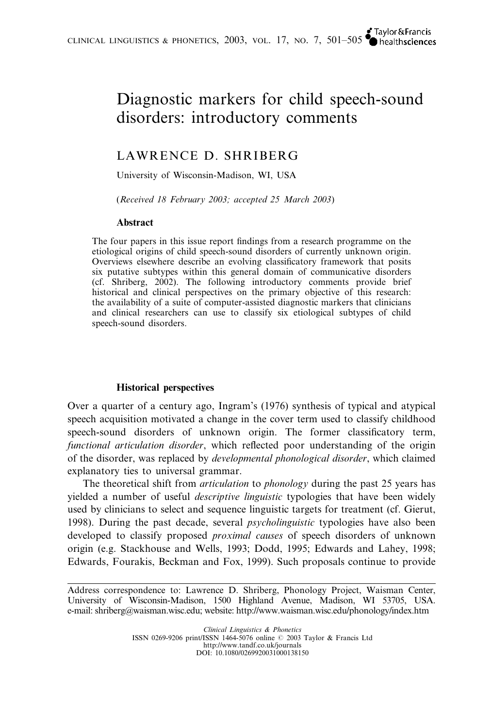# Diagnostic markers for child speech-sound disorders: introductory comments

LAWRENCE D. SHRIBERG

University of Wisconsin-Madison, WI, USA

(*Received 18 February 2003; accepted 25 March 2003*)

### Abstract

The four papers in this issue report findings from a research programme on the etiological origins of child speech-sound disorders of currently unknown origin. Overviews elsewhere describe an evolving classificatory framework that posits six putative subtypes within this general domain of communicative disorders (cf. Shriberg, 2002). The following introductory comments provide brief historical and clinical perspectives on the primary objective of this research: the availability of a suite of computer-assisted diagnostic markers that clinicians and clinical researchers can use to classify six etiological subtypes of child speech-sound disorders.

## Historical perspectives

Over a quarter of a century ago, Ingram's (1976) synthesis of typical and atypical speech acquisition motivated a change in the cover term used to classify childhood speech-sound disorders of unknown origin. The former classificatory term, *functional articulation disorder*, which reflected poor understanding of the origin of the disorder, was replaced by *developmental phonological disorder*, which claimed explanatory ties to universal grammar.

The theoretical shift from *articulation* to *phonology* during the past 25 years has yielded a number of useful *descriptive linguistic* typologies that have been widely used by clinicians to select and sequence linguistic targets for treatment (cf. Gierut, 1998). During the past decade, several *psycholinguistic* typologies have also been developed to classify proposed *proximal causes* of speech disorders of unknown origin (e.g. Stackhouse and Wells, 1993; Dodd, 1995; Edwards and Lahey, 1998; Edwards, Fourakis, Beckman and Fox, 1999). Such proposals continue to provide

---

Address correspondence to: Lawrence D. Shriberg, Phonology Project, Waisman Center, University of Wisconsin-Madison, 1500 Highland Avenue, Madison, WI 53705, USA. e-mail: shriberg@waisman.wisc.edu; website: http://www.waisman.wisc.edu/phonology/index.htm

*Clinical Linguistics & Phonetics*
ISSN 0269-9206 print/ISSN 1464-5076 online © 2003 Taylor & Francis Ltd
http://www.tandf.co.uk/journals
DOI: 10.1080/0269920031000138150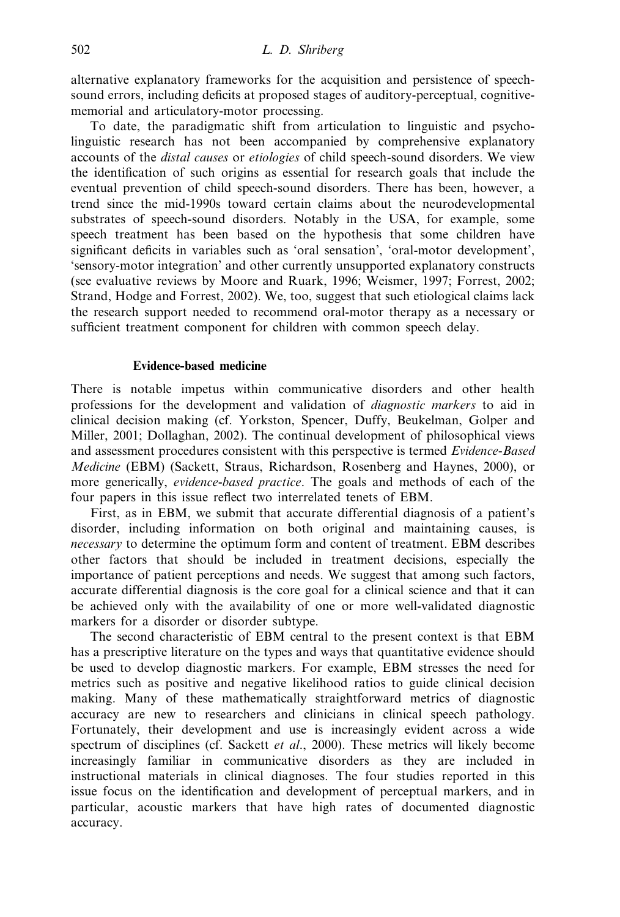alternative explanatory frameworks for the acquisition and persistence of speech-sound errors, including deficits at proposed stages of auditory-perceptual, cognitive-memorial and articulatory-motor processing.

To date, the paradigmatic shift from articulation to linguistic and psycholinguistic research has not been accompanied by comprehensive explanatory accounts of the *distal causes* or *etiologies* of child speech-sound disorders. We view the identification of such origins as essential for research goals that include the eventual prevention of child speech-sound disorders. There has been, however, a trend since the mid-1990s toward certain claims about the neurodevelopmental substrates of speech-sound disorders. Notably in the USA, for example, some speech treatment has been based on the hypothesis that some children have significant deficits in variables such as 'oral sensation', 'oral-motor development', 'sensory-motor integration' and other currently unsupported explanatory constructs (see evaluative reviews by Moore and Ruark, 1996; Weismer, 1997; Forrest, 2002; Strand, Hodge and Forrest, 2002). We, too, suggest that such etiological claims lack the research support needed to recommend oral-motor therapy as a necessary or sufficient treatment component for children with common speech delay.

## Evidence-based medicine

There is notable impetus within communicative disorders and other health professions for the development and validation of *diagnostic markers* to aid in clinical decision making (cf. Yorkston, Spencer, Duffy, Beukelman, Golper and Miller, 2001; Dollaghan, 2002). The continual development of philosophical views and assessment procedures consistent with this perspective is termed *Evidence-Based Medicine* (EBM) (Sackett, Straus, Richardson, Rosenberg and Haynes, 2000), or more generically, *evidence-based practice*. The goals and methods of each of the four papers in this issue reflect two interrelated tenets of EBM.

First, as in EBM, we submit that accurate differential diagnosis of a patient's disorder, including information on both original and maintaining causes, is *necessary* to determine the optimum form and content of treatment. EBM describes other factors that should be included in treatment decisions, especially the importance of patient perceptions and needs. We suggest that among such factors, accurate differential diagnosis is the core goal for a clinical science and that it can be achieved only with the availability of one or more well-validated diagnostic markers for a disorder or disorder subtype.

The second characteristic of EBM central to the present context is that EBM has a prescriptive literature on the types and ways that quantitative evidence should be used to develop diagnostic markers. For example, EBM stresses the need for metrics such as positive and negative likelihood ratios to guide clinical decision making. Many of these mathematically straightforward metrics of diagnostic accuracy are new to researchers and clinicians in clinical speech pathology. Fortunately, their development and use is increasingly evident across a wide spectrum of disciplines (cf. Sackett *et al*., 2000). These metrics will likely become increasingly familiar in communicative disorders as they are included in instructional materials in clinical diagnoses. The four studies reported in this issue focus on the identification and development of perceptual markers, and in particular, acoustic markers that have high rates of documented diagnostic accuracy.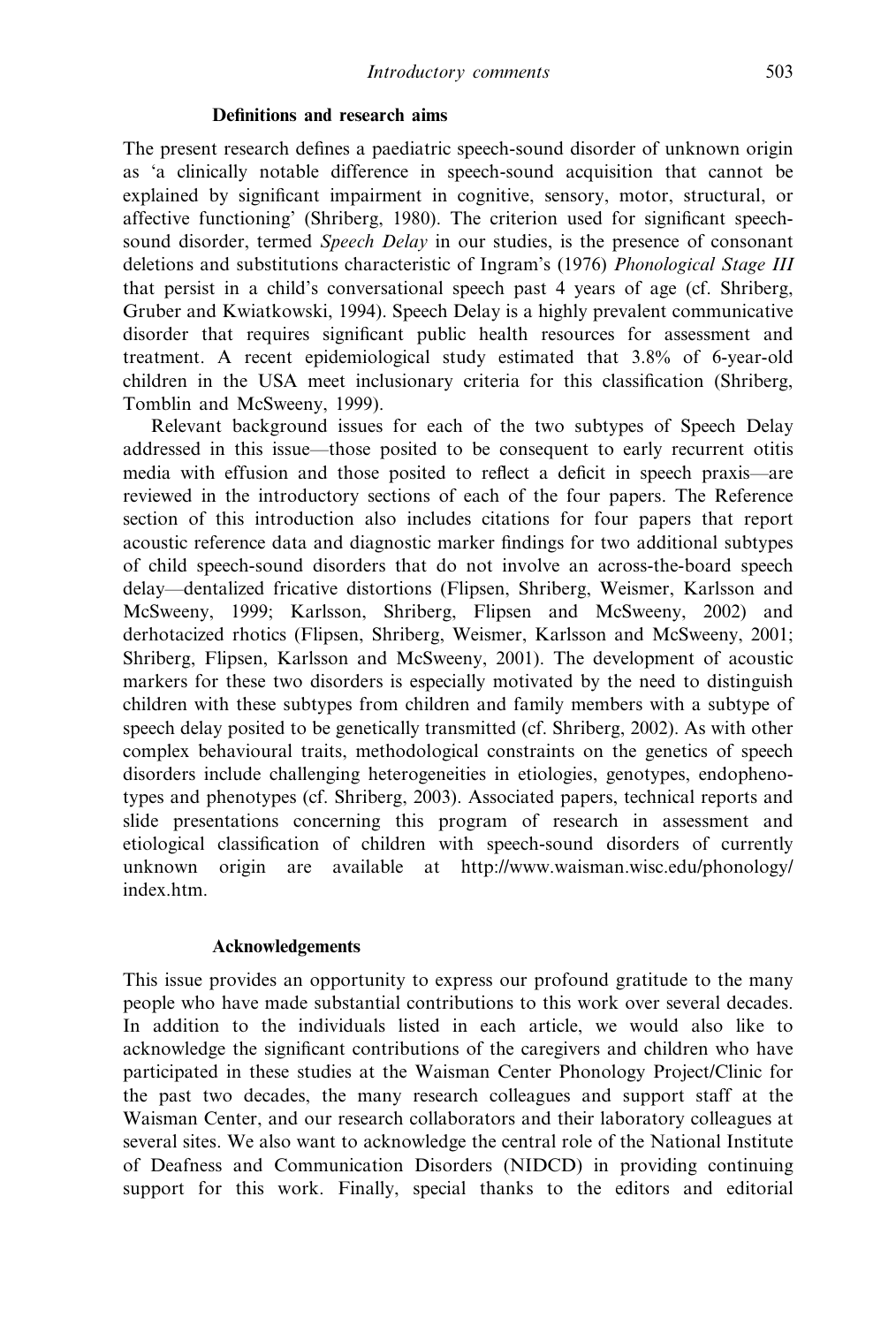### Definitions and research aims

The present research defines a paediatric speech-sound disorder of unknown origin as 'a clinically notable difference in speech-sound acquisition that cannot be explained by significant impairment in cognitive, sensory, motor, structural, or affective functioning' (Shriberg, 1980). The criterion used for significant speech-sound disorder, termed *Speech Delay* in our studies, is the presence of consonant deletions and substitutions characteristic of Ingram's (1976) *Phonological Stage III* that persist in a child's conversational speech past 4 years of age (cf. Shriberg, Gruber and Kwiatkowski, 1994). Speech Delay is a highly prevalent communicative disorder that requires significant public health resources for assessment and treatment. A recent epidemiological study estimated that 3.8% of 6-year-old children in the USA meet inclusionary criteria for this classification (Shriberg, Tomblin and McSweeny, 1999).

Relevant background issues for each of the two subtypes of Speech Delay addressed in this issue—those posited to be consequent to early recurrent otitis media with effusion and those posited to reflect a deficit in speech praxis—are reviewed in the introductory sections of each of the four papers. The Reference section of this introduction also includes citations for four papers that report acoustic reference data and diagnostic marker findings for two additional subtypes of child speech-sound disorders that do not involve an across-the-board speech delay—dentalized fricative distortions (Flipsen, Shriberg, Weismer, Karlsson and McSweeny, 1999; Karlsson, Shriberg, Flipsen and McSweeny, 2002) and derhotacized rhotics (Flipsen, Shriberg, Weismer, Karlsson and McSweeny, 2001; Shriberg, Flipsen, Karlsson and McSweeny, 2001). The development of acoustic markers for these two disorders is especially motivated by the need to distinguish children with these subtypes from children and family members with a subtype of speech delay posited to be genetically transmitted (cf. Shriberg, 2002). As with other complex behavioural traits, methodological constraints on the genetics of speech disorders include challenging heterogeneities in etiologies, genotypes, endophenotypes and phenotypes (cf. Shriberg, 2003). Associated papers, technical reports and slide presentations concerning this program of research in assessment and etiological classification of children with speech-sound disorders of currently unknown origin are available at http://www.waisman.wisc.edu/phonology/index.htm.

### Acknowledgements

This issue provides an opportunity to express our profound gratitude to the many people who have made substantial contributions to this work over several decades. In addition to the individuals listed in each article, we would also like to acknowledge the significant contributions of the caregivers and children who have participated in these studies at the Waisman Center Phonology Project/Clinic for the past two decades, the many research colleagues and support staff at the Waisman Center, and our research collaborators and their laboratory colleagues at several sites. We also want to acknowledge the central role of the National Institute of Deafness and Communication Disorders (NIDCD) in providing continuing support for this work. Finally, special thanks to the editors and editorial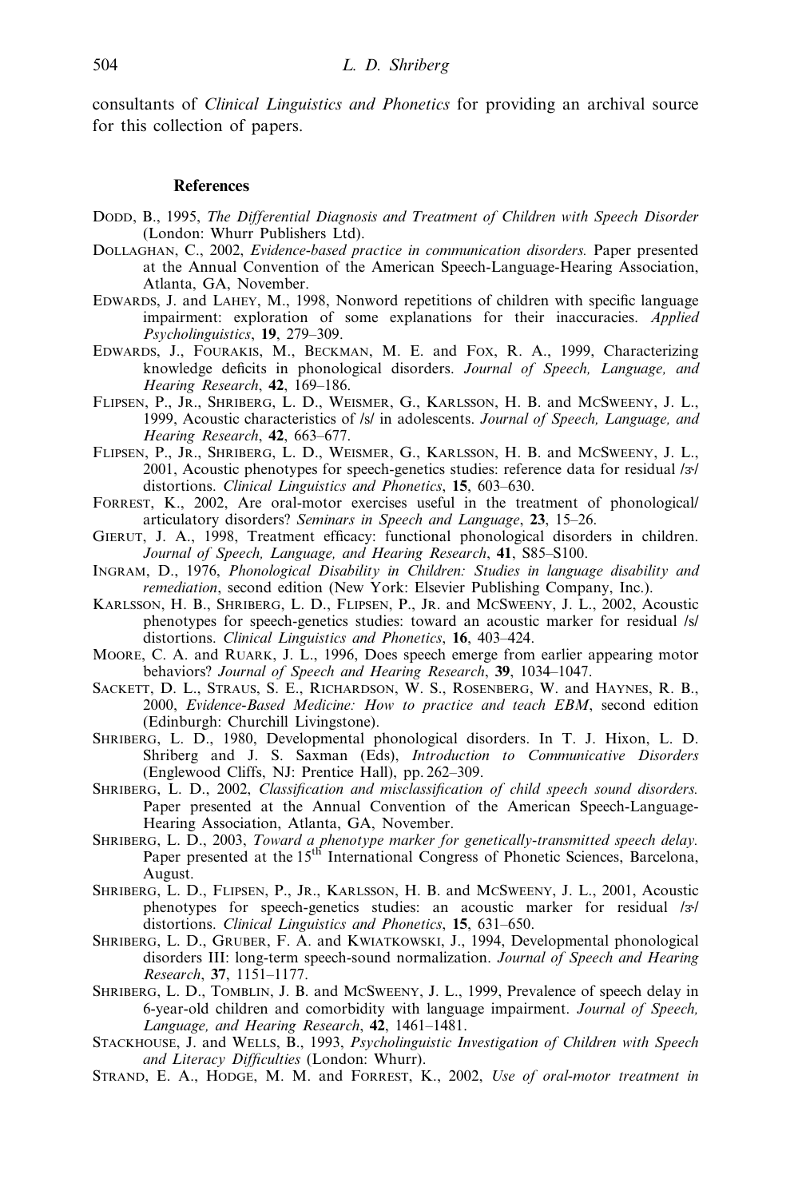consultants of *Clinical Linguistics and Phonetics* for providing an archival source for this collection of papers.

## References

Dodd, B., 1995, *The Differential Diagnosis and Treatment of Children with Speech Disorder* (London: Whurr Publishers Ltd).

Dollaghan, C., 2002, *Evidence-based practice in communication disorders.* Paper presented at the Annual Convention of the American Speech-Language-Hearing Association, Atlanta, GA, November.

Edwards, J. and Lahey, M., 1998, Nonword repetitions of children with specific language impairment: exploration of some explanations for their inaccuracies. *Applied Psycholinguistics*, **19**, 279–309.

Edwards, J., Fourakis, M., Beckman, M. E. and Fox, R. A., 1999, Characterizing knowledge deficits in phonological disorders. *Journal of Speech, Language, and Hearing Research*, **42**, 169–186.

Flipsen, P., Jr., Shriberg, L. D., Weismer, G., Karlsson, H. B. and McSweeny, J. L., 1999, Acoustic characteristics of /s/ in adolescents. *Journal of Speech, Language, and Hearing Research*, **42**, 663–677.

Flipsen, P., Jr., Shriberg, L. D., Weismer, G., Karlsson, H. B. and McSweeny, J. L., 2001, Acoustic phenotypes for speech-genetics studies: reference data for residual /ɝ/ distortions. *Clinical Linguistics and Phonetics*, **15**, 603–630.

Forrest, K., 2002, Are oral-motor exercises useful in the treatment of phonological/ articulatory disorders? *Seminars in Speech and Language*, **23**, 15–26.

Gierut, J. A., 1998, Treatment efficacy: functional phonological disorders in children. *Journal of Speech, Language, and Hearing Research*, **41**, S85–S100.

Ingram, D., 1976, *Phonological Disability in Children: Studies in language disability and remediation*, second edition (New York: Elsevier Publishing Company, Inc.).

Karlsson, H. B., Shriberg, L. D., Flipsen, P., Jr. and McSweeny, J. L., 2002, Acoustic phenotypes for speech-genetics studies: toward an acoustic marker for residual /s/ distortions. *Clinical Linguistics and Phonetics*, **16**, 403–424.

Moore, C. A. and Ruark, J. L., 1996, Does speech emerge from earlier appearing motor behaviors? *Journal of Speech and Hearing Research*, **39**, 1034–1047.

Sackett, D. L., Straus, S. E., Richardson, W. S., Rosenberg, W. and Haynes, R. B., 2000, *Evidence-Based Medicine: How to practice and teach EBM*, second edition (Edinburgh: Churchill Livingstone).

Shriberg, L. D., 1980, Developmental phonological disorders. In T. J. Hixon, L. D. Shriberg and J. S. Saxman (Eds), *Introduction to Communicative Disorders* (Englewood Cliffs, NJ: Prentice Hall), pp. 262–309.

Shriberg, L. D., 2002, *Classification and misclassification of child speech sound disorders.* Paper presented at the Annual Convention of the American Speech-Language-Hearing Association, Atlanta, GA, November.

Shriberg, L. D., 2003, *Toward a phenotype marker for genetically-transmitted speech delay.* Paper presented at the 15th International Congress of Phonetic Sciences, Barcelona, August.

Shriberg, L. D., Flipsen, P., Jr., Karlsson, H. B. and McSweeny, J. L., 2001, Acoustic phenotypes for speech-genetics studies: an acoustic marker for residual /ɝ/ distortions. *Clinical Linguistics and Phonetics*, **15**, 631–650.

Shriberg, L. D., Gruber, F. A. and Kwiatkowski, J., 1994, Developmental phonological disorders III: long-term speech-sound normalization. *Journal of Speech and Hearing Research*, **37**, 1151–1177.

Shriberg, L. D., Tomblin, J. B. and McSweeny, J. L., 1999, Prevalence of speech delay in 6-year-old children and comorbidity with language impairment. *Journal of Speech, Language, and Hearing Research*, **42**, 1461–1481.

Stackhouse, J. and Wells, B., 1993, *Psycholinguistic Investigation of Children with Speech and Literacy Difficulties* (London: Whurr).

Strand, E. A., Hodge, M. M. and Forrest, K., 2002, *Use of oral-motor treatment in*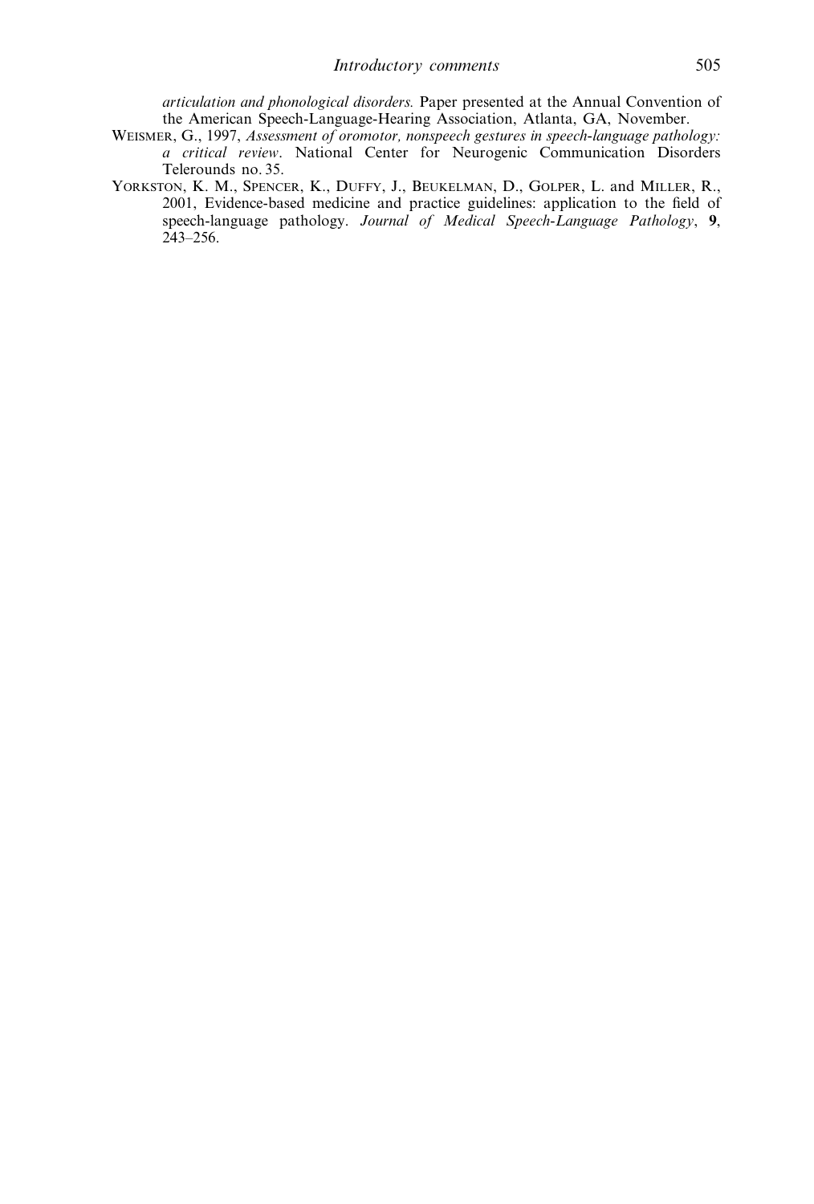*articulation and phonological disorders.* Paper presented at the Annual Convention of the American Speech-Language-Hearing Association, Atlanta, GA, November.

Weismer, G., 1997, *Assessment of oromotor, nonspeech gestures in speech-language pathology: a critical review*. National Center for Neurogenic Communication Disorders Telerounds no. 35.

Yorkston, K. M., Spencer, K., Duffy, J., Beukelman, D., Golper, L. and Miller, R., 2001, Evidence-based medicine and practice guidelines: application to the field of speech-language pathology. *Journal of Medical Speech-Language Pathology*, **9**, 243–256.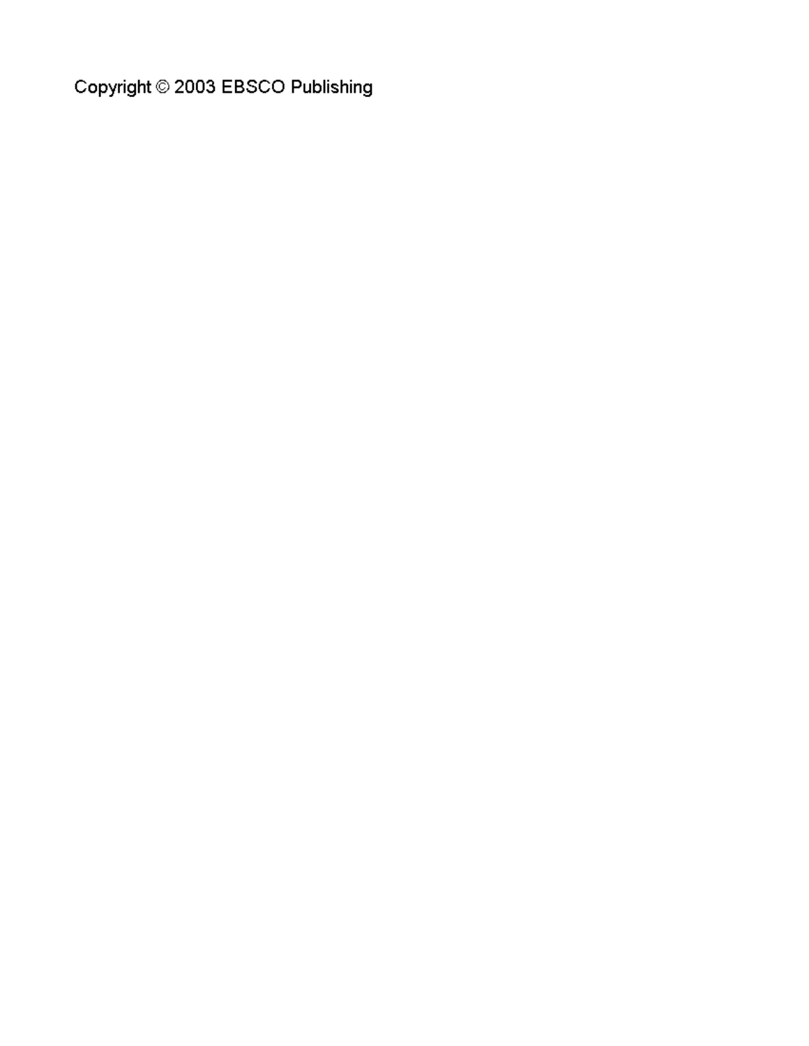Copyright © 2003 EBSCO Publishing